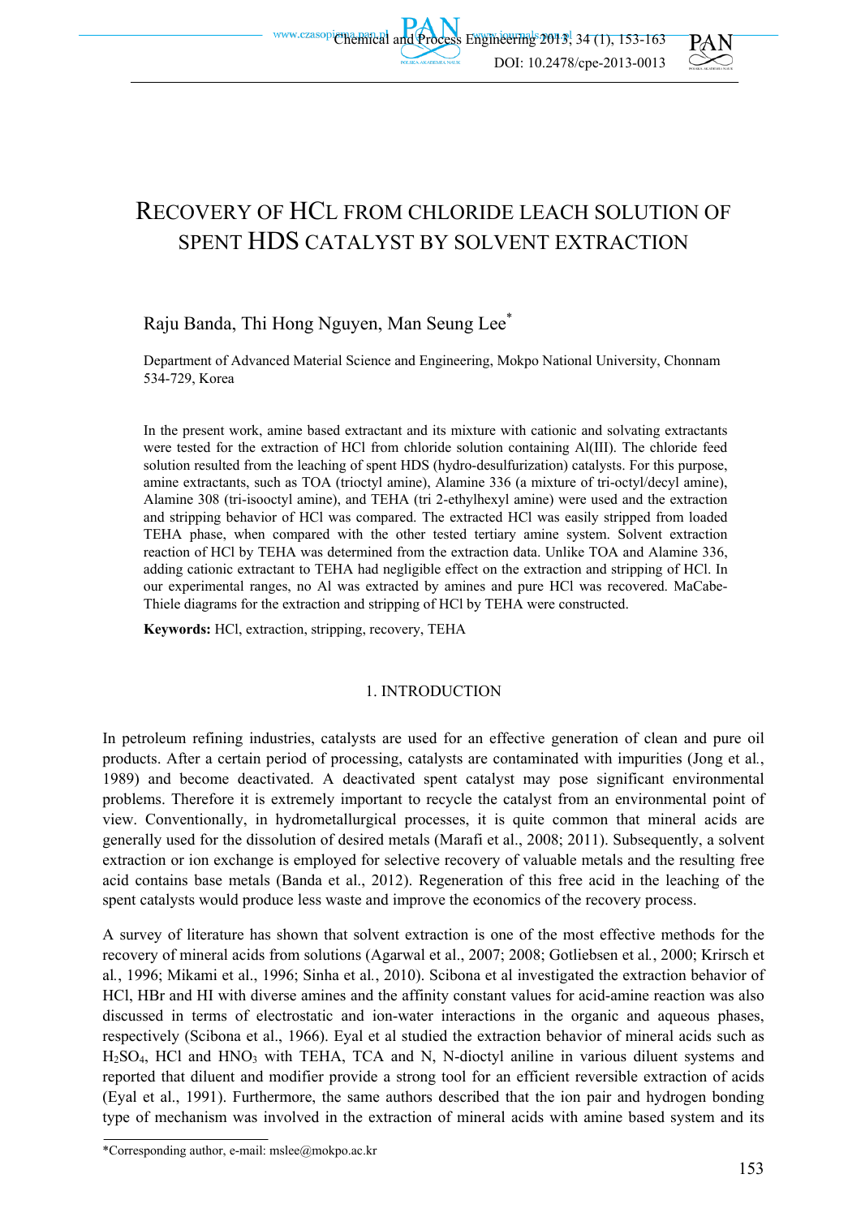# RECOVERY OF HCL FROM CHLORIDE LEACH SOLUTION OF SPENT HDS CATALYST BY SOLVENT EXTRACTION

Raju Banda, Thi Hong Nguyen, Man Seung Lee*

Department of Advanced Material Science and Engineering, Mokpo National University, Chonnam 534-729, Korea

In the present work, amine based extractant and its mixture with cationic and solvating extractants were tested for the extraction of HCl from chloride solution containing Al(III). The chloride feed solution resulted from the leaching of spent HDS (hydro-desulfurization) catalysts. For this purpose, amine extractants, such as TOA (trioctyl amine), Alamine 336 (a mixture of tri-octyl/decyl amine), Alamine 308 (tri-isooctyl amine), and TEHA (tri 2-ethylhexyl amine) were used and the extraction and stripping behavior of HCl was compared. The extracted HCl was easily stripped from loaded TEHA phase, when compared with the other tested tertiary amine system. Solvent extraction reaction of HCl by TEHA was determined from the extraction data. Unlike TOA and Alamine 336, adding cationic extractant to TEHA had negligible effect on the extraction and stripping of HCl. In our experimental ranges, no Al was extracted by amines and pure HCl was recovered. MaCabe-Thiele diagrams for the extraction and stripping of HCl by TEHA were constructed.

**Keywords:** HCl, extraction, stripping, recovery, TEHA

## 1. INTRODUCTION

In petroleum refining industries, catalysts are used for an effective generation of clean and pure oil products. After a certain period of processing, catalysts are contaminated with impurities (Jong et al., 1989) and become deactivated. A deactivated spent catalyst may pose significant environmental problems. Therefore it is extremely important to recycle the catalyst from an environmental point of view. Conventionally, in hydrometallurgical processes, it is quite common that mineral acids are generally used for the dissolution of desired metals (Marafi et al., 2008; 2011). Subsequently, a solvent extraction or ion exchange is employed for selective recovery of valuable metals and the resulting free acid contains base metals (Banda et al., 2012). Regeneration of this free acid in the leaching of the spent catalysts would produce less waste and improve the economics of the recovery process.

A survey of literature has shown that solvent extraction is one of the most effective methods for the recovery of mineral acids from solutions (Agarwal et al., 2007; 2008; Gotliebsen et al., 2000; Krirsch et al., 1996; Mikami et al., 1996; Sinha et al., 2010). Scibona et al investigated the extraction behavior of HCl, HBr and HI with diverse amines and the affinity constant values for acid-amine reaction was also discussed in terms of electrostatic and ion-water interactions in the organic and aqueous phases, respectively (Scibona et al., 1966). Eyal et al studied the extraction behavior of mineral acids such as $H_2SO_4$, HCl and $HNO_3$ with TEHA, TCA and N, N-dioctyl aniline in various diluent systems and reported that diluent and modifier provide a strong tool for an efficient reversible extraction of acids (Eyal et al., 1991). Furthermore, the same authors described that the ion pair and hydrogen bonding type of mechanism was involved in the extraction of mineral acids with amine based system and its

*Corresponding author, e-mail: mslee@mokpo.ac.kr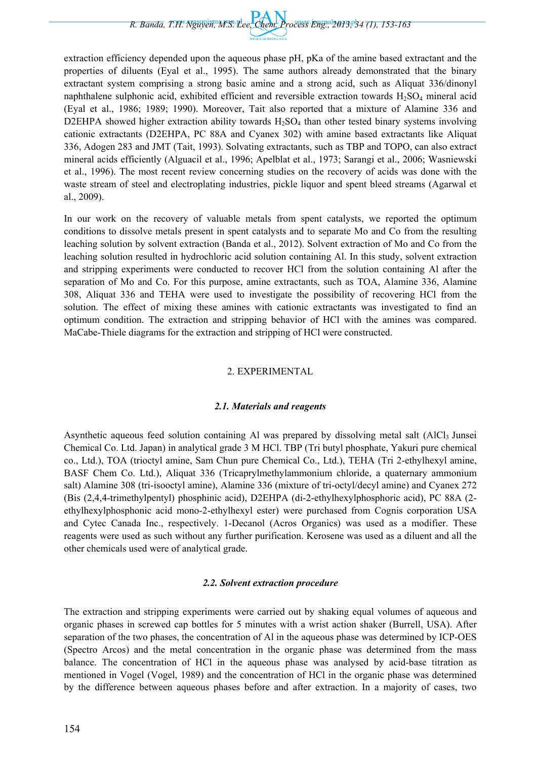extraction efficiency depended upon the aqueous phase pH, pKa of the amine based extractant and the properties of diluents (Eyal et al., 1995). The same authors already demonstrated that the binary extractant system comprising a strong basic amine and a strong acid, such as Aliquat 336/dinonyl naphthalene sulphonic acid, exhibited efficient and reversible extraction towards $H_2SO_4$ mineral acid (Eyal et al., 1986; 1989; 1990). Moreover, Tait also reported that a mixture of Alamine 336 and D2EHPA showed higher extraction ability towards $H_2SO_4$ than other tested binary systems involving cationic extractants (D2EHPA, PC 88A and Cyanex 302) with amine based extractants like Aliquat 336, Adogen 283 and JMT (Tait, 1993). Solvating extractants, such as TBP and TOPO, can also extract mineral acids efficiently (Alguacil et al., 1996; Apelblat et al., 1973; Sarangi et al., 2006; Wasniewski et al., 1996). The most recent review concerning studies on the recovery of acids was done with the waste stream of steel and electroplating industries, pickle liquor and spent bleed streams (Agarwal et al., 2009).

In our work on the recovery of valuable metals from spent catalysts, we reported the optimum conditions to dissolve metals present in spent catalysts and to separate Mo and Co from the resulting leaching solution by solvent extraction (Banda et al., 2012). Solvent extraction of Mo and Co from the leaching solution resulted in hydrochloric acid solution containing Al. In this study, solvent extraction and stripping experiments were conducted to recover HCl from the solution containing Al after the separation of Mo and Co. For this purpose, amine extractants, such as TOA, Alamine 336, Alamine 308, Aliquat 336 and TEHA were used to investigate the possibility of recovering HCl from the solution. The effect of mixing these amines with cationic extractants was investigated to find an optimum condition. The extraction and stripping behavior of HCl with the amines was compared. MaCabe-Thiele diagrams for the extraction and stripping of HCl were constructed.

## 2. EXPERIMENTAL

### *2.1. Materials and reagents*

Asynthetic aqueous feed solution containing Al was prepared by dissolving metal salt ($AlCl_3$ Junsei Chemical Co. Ltd. Japan) in analytical grade 3 M HCl. TBP (Tri butyl phosphate, Yakuri pure chemical co., Ltd.), TOA (trioctyl amine, Sam Chun pure Chemical Co., Ltd.), TEHA (Tri 2-ethylhexyl amine, BASF Chem Co. Ltd.), Aliquat 336 (Tricaprylmethylammonium chloride, a quaternary ammonium salt) Alamine 308 (tri-isooctyl amine), Alamine 336 (mixture of tri-octyl/decyl amine) and Cyanex 272 (Bis (2,4,4-trimethylpentyl) phosphinic acid), D2EHPA (di-2-ethylhexylphosphoric acid), PC 88A (2-ethylhexylphosphonic acid mono-2-ethylhexyl ester) were purchased from Cognis corporation USA and Cytec Canada Inc., respectively. 1-Decanol (Acros Organics) was used as a modifier. These reagents were used as such without any further purification. Kerosene was used as a diluent and all the other chemicals used were of analytical grade.

### *2.2. Solvent extraction procedure*

The extraction and stripping experiments were carried out by shaking equal volumes of aqueous and organic phases in screwed cap bottles for 5 minutes with a wrist action shaker (Burrell, USA). After separation of the two phases, the concentration of Al in the aqueous phase was determined by ICP-OES (Spectro Arcos) and the metal concentration in the organic phase was determined from the mass balance. The concentration of HCl in the aqueous phase was analysed by acid-base titration as mentioned in Vogel (Vogel, 1989) and the concentration of HCl in the organic phase was determined by the difference between aqueous phases before and after extraction. In a majority of cases, two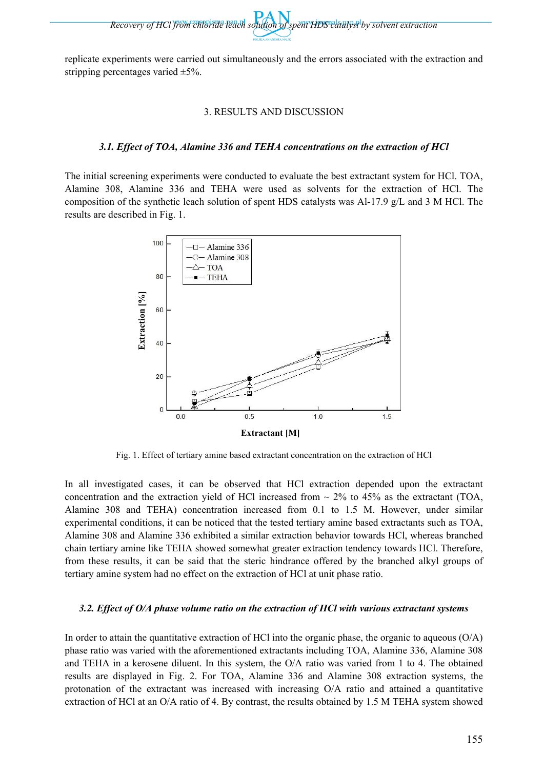replicate experiments were carried out simultaneously and the errors associated with the extraction and stripping percentages varied ±5%.

## 3. RESULTS AND DISCUSSION

### *3.1. Effect of TOA, Alamine 336 and TEHA concentrations on the extraction of HCl*

The initial screening experiments were conducted to evaluate the best extractant system for HCl. TOA, Alamine 308, Alamine 336 and TEHA were used as solvents for the extraction of HCl. The composition of the synthetic leach solution of spent HDS catalysts was Al-17.9 g/L and 3 M HCl. The results are described in Fig. 1.

Fig. 1. Effect of tertiary amine based extractant concentration on the extraction of HCl

In all investigated cases, it can be observed that HCl extraction depended upon the extractant concentration and the extraction yield of HCl increased from ~ 2% to 45% as the extractant (TOA, Alamine 308 and TEHA) concentration increased from 0.1 to 1.5 M. However, under similar experimental conditions, it can be noticed that the tested tertiary amine based extractants such as TOA, Alamine 308 and Alamine 336 exhibited a similar extraction behavior towards HCl, whereas branched chain tertiary amine like TEHA showed somewhat greater extraction tendency towards HCl. Therefore, from these results, it can be said that the steric hindrance offered by the branched alkyl groups of tertiary amine system had no effect on the extraction of HCl at unit phase ratio.

### *3.2. Effect of O/A phase volume ratio on the extraction of HCl with various extractant systems*

In order to attain the quantitative extraction of HCl into the organic phase, the organic to aqueous (O/A) phase ratio was varied with the aforementioned extractants including TOA, Alamine 336, Alamine 308 and TEHA in a kerosene diluent. In this system, the O/A ratio was varied from 1 to 4. The obtained results are displayed in Fig. 2. For TOA, Alamine 336 and Alamine 308 extraction systems, the protonation of the extractant was increased with increasing O/A ratio and attained a quantitative extraction of HCl at an O/A ratio of 4. By contrast, the results obtained by 1.5 M TEHA system showed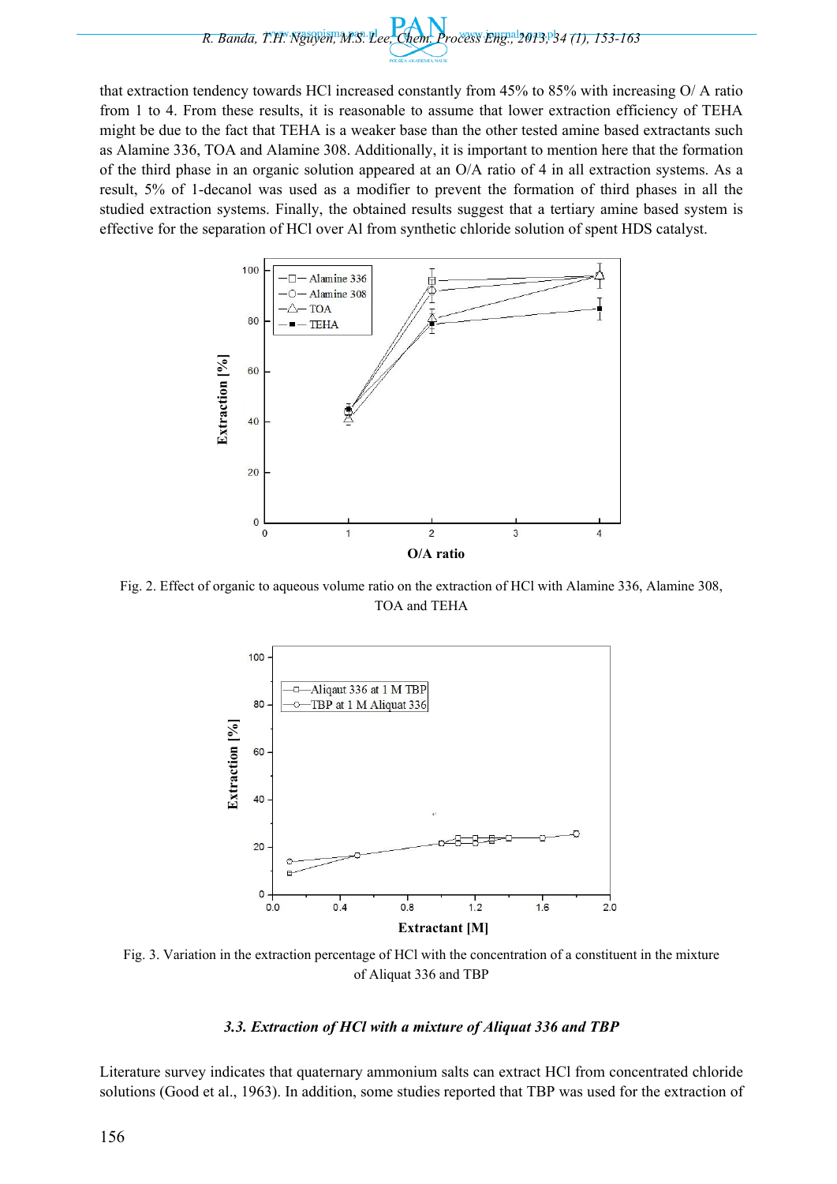that extraction tendency towards HCl increased constantly from 45% to 85% with increasing O/ A ratio from 1 to 4. From these results, it is reasonable to assume that lower extraction efficiency of TEHA might be due to the fact that TEHA is a weaker base than the other tested amine based extractants such as Alamine 336, TOA and Alamine 308. Additionally, it is important to mention here that the formation of the third phase in an organic solution appeared at an O/A ratio of 4 in all extraction systems. As a result, 5% of 1-decanol was used as a modifier to prevent the formation of third phases in all the studied extraction systems. Finally, the obtained results suggest that a tertiary amine based system is effective for the separation of HCl over Al from synthetic chloride solution of spent HDS catalyst.

Fig. 2. Effect of organic to aqueous volume ratio on the extraction of HCl with Alamine 336, Alamine 308, TOA and TEHA

Fig. 3. Variation in the extraction percentage of HCl with the concentration of a constituent in the mixture of Aliquat 336 and TBP

### *3.3. Extraction of HCl with a mixture of Aliquat 336 and TBP*

Literature survey indicates that quaternary ammonium salts can extract HCl from concentrated chloride solutions (Good et al., 1963). In addition, some studies reported that TBP was used for the extraction of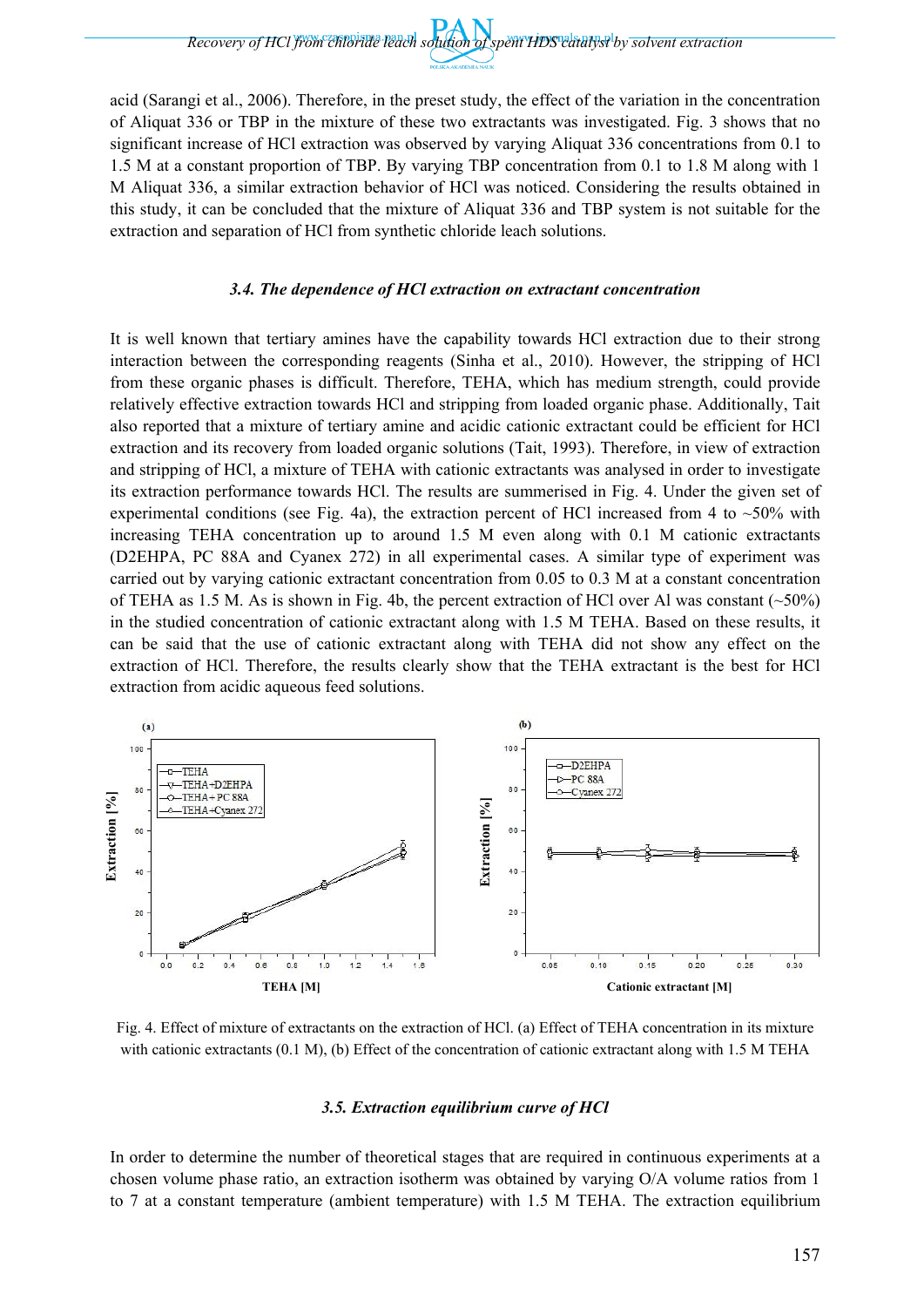acid (Sarangi et al., 2006). Therefore, in the preset study, the effect of the variation in the concentration of Aliquat 336 or TBP in the mixture of these two extractants was investigated. Fig. 3 shows that no significant increase of HCl extraction was observed by varying Aliquat 336 concentrations from 0.1 to 1.5 M at a constant proportion of TBP. By varying TBP concentration from 0.1 to 1.8 M along with 1 M Aliquat 336, a similar extraction behavior of HCl was noticed. Considering the results obtained in this study, it can be concluded that the mixture of Aliquat 336 and TBP system is not suitable for the extraction and separation of HCl from synthetic chloride leach solutions.

### *3.4. The dependence of HCl extraction on extractant concentration*

It is well known that tertiary amines have the capability towards HCl extraction due to their strong interaction between the corresponding reagents (Sinha et al., 2010). However, the stripping of HCl from these organic phases is difficult. Therefore, TEHA, which has medium strength, could provide relatively effective extraction towards HCl and stripping from loaded organic phase. Additionally, Tait also reported that a mixture of tertiary amine and acidic cationic extractant could be efficient for HCl extraction and its recovery from loaded organic solutions (Tait, 1993). Therefore, in view of extraction and stripping of HCl, a mixture of TEHA with cationic extractants was analysed in order to investigate its extraction performance towards HCl. The results are summerised in Fig. 4. Under the given set of experimental conditions (see Fig. 4a), the extraction percent of HCl increased from 4 to ~50% with increasing TEHA concentration up to around 1.5 M even along with 0.1 M cationic extractants (D2EHPA, PC 88A and Cyanex 272) in all experimental cases. A similar type of experiment was carried out by varying cationic extractant concentration from 0.05 to 0.3 M at a constant concentration of TEHA as 1.5 M. As is shown in Fig. 4b, the percent extraction of HCl over Al was constant (~50%) in the studied concentration of cationic extractant along with 1.5 M TEHA. Based on these results, it can be said that the use of cationic extractant along with TEHA did not show any effect on the extraction of HCl. Therefore, the results clearly show that the TEHA extractant is the best for HCl extraction from acidic aqueous feed solutions.

Fig. 4. Effect of mixture of extractants on the extraction of HCl. (a) Effect of TEHA concentration in its mixture with cationic extractants (0.1 M), (b) Effect of the concentration of cationic extractant along with 1.5 M TEHA

### *3.5. Extraction equilibrium curve of HCl*

In order to determine the number of theoretical stages that are required in continuous experiments at a chosen volume phase ratio, an extraction isotherm was obtained by varying O/A volume ratios from 1 to 7 at a constant temperature (ambient temperature) with 1.5 M TEHA. The extraction equilibrium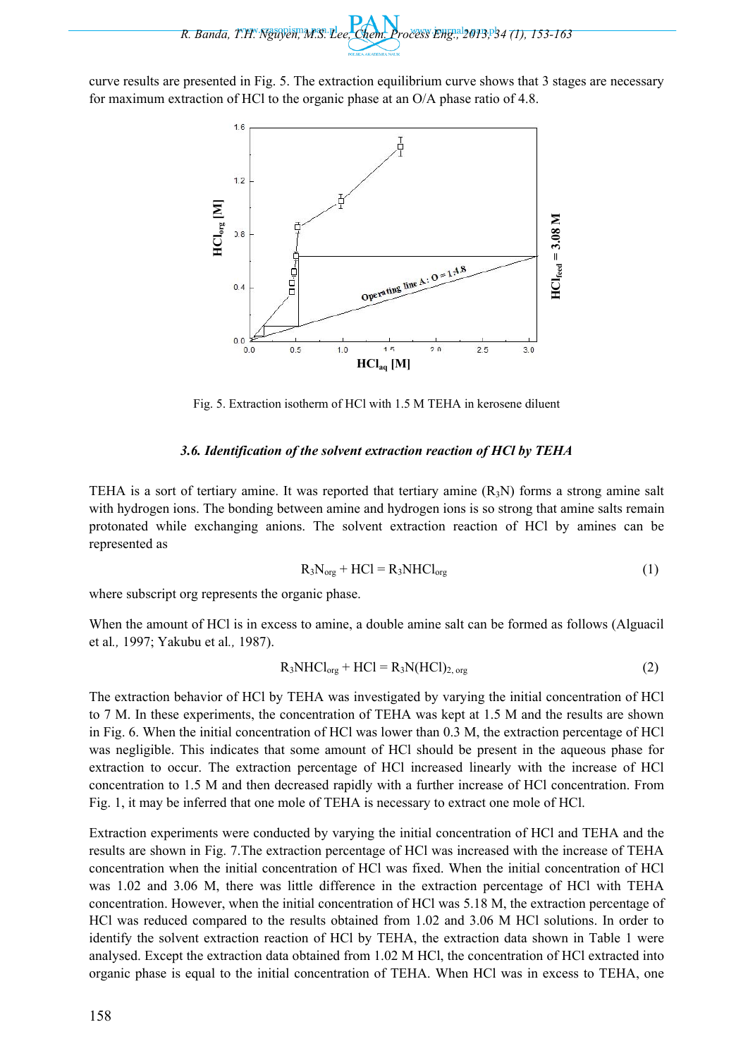curve results are presented in Fig. 5. The extraction equilibrium curve shows that 3 stages are necessary for maximum extraction of HCl to the organic phase at an O/A phase ratio of 4.8.

Fig. 5. Extraction isotherm of HCl with 1.5 M TEHA in kerosene diluent

### *3.6. Identification of the solvent extraction reaction of HCl by TEHA*

TEHA is a sort of tertiary amine. It was reported that tertiary amine ($R_3N$) forms a strong amine salt with hydrogen ions. The bonding between amine and hydrogen ions is so strong that amine salts remain protonated while exchanging anions. The solvent extraction reaction of HCl by amines can be represented as

$$R_3N_{org} + HCl = R_3NHCl_{org} \tag{1}$$

where subscript org represents the organic phase.

When the amount of HCl is in excess to amine, a double amine salt can be formed as follows (Alguacil et al*.,* 1997; Yakubu et al*.,* 1987).

$$R_3NHCl_{org} + HCl = R_3N(HCl)_{2,\,org} \tag{2}$$

The extraction behavior of HCl by TEHA was investigated by varying the initial concentration of HCl to 7 M. In these experiments, the concentration of TEHA was kept at 1.5 M and the results are shown in Fig. 6. When the initial concentration of HCl was lower than 0.3 M, the extraction percentage of HCl was negligible. This indicates that some amount of HCl should be present in the aqueous phase for extraction to occur. The extraction percentage of HCl increased linearly with the increase of HCl concentration to 1.5 M and then decreased rapidly with a further increase of HCl concentration. From Fig. 1, it may be inferred that one mole of TEHA is necessary to extract one mole of HCl.

Extraction experiments were conducted by varying the initial concentration of HCl and TEHA and the results are shown in Fig. 7.The extraction percentage of HCl was increased with the increase of TEHA concentration when the initial concentration of HCl was fixed. When the initial concentration of HCl was 1.02 and 3.06 M, there was little difference in the extraction percentage of HCl with TEHA concentration. However, when the initial concentration of HCl was 5.18 M, the extraction percentage of HCl was reduced compared to the results obtained from 1.02 and 3.06 M HCl solutions. In order to identify the solvent extraction reaction of HCl by TEHA, the extraction data shown in Table 1 were analysed. Except the extraction data obtained from 1.02 M HCl, the concentration of HCl extracted into organic phase is equal to the initial concentration of TEHA. When HCl was in excess to TEHA, one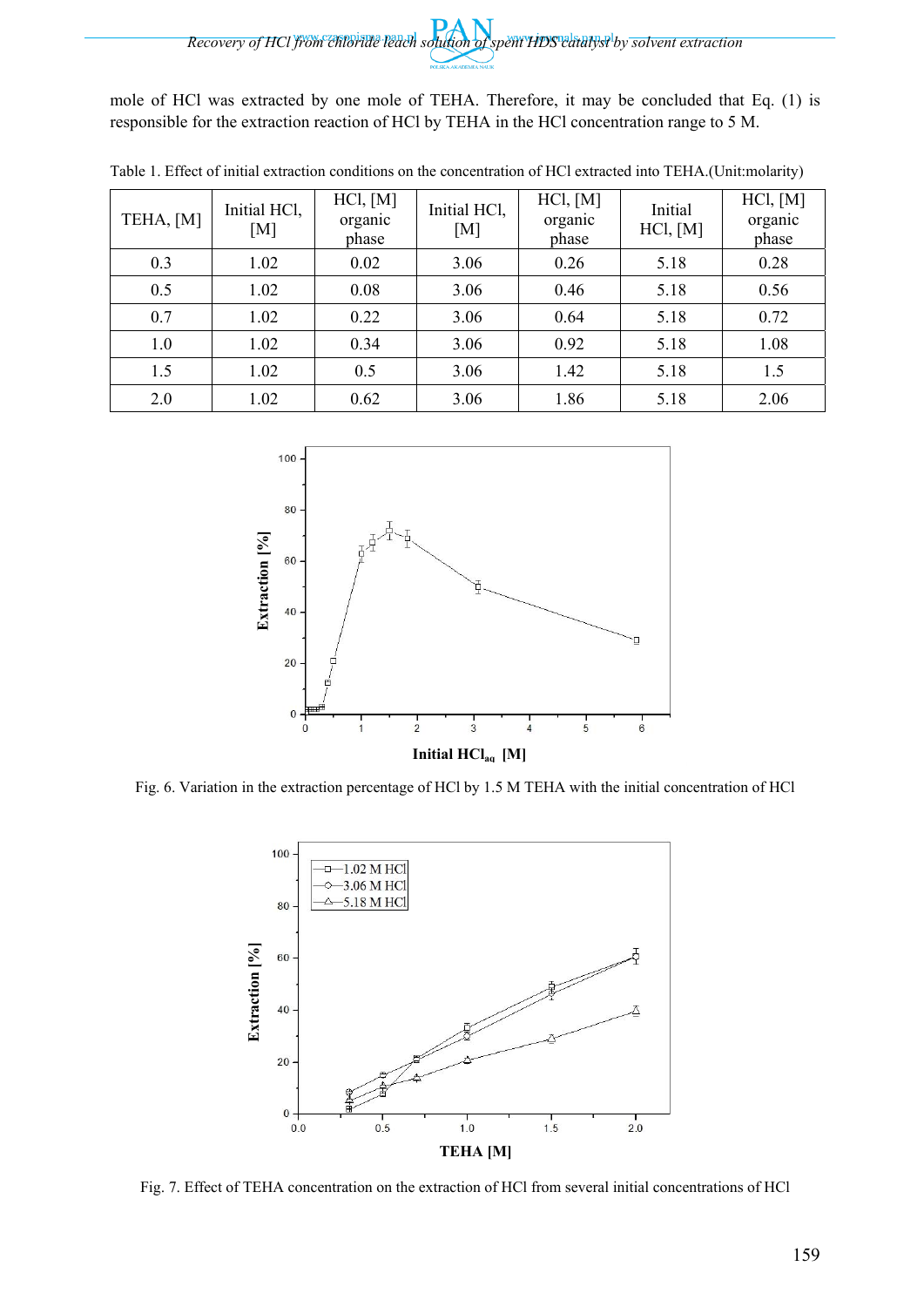mole of HCl was extracted by one mole of TEHA. Therefore, it may be concluded that Eq. (1) is responsible for the extraction reaction of HCl by TEHA in the HCl concentration range to 5 M.

Table 1. Effect of initial extraction conditions on the concentration of HCl extracted into TEHA.(Unit:molarity)

| TEHA, [M] | Initial HCl, [M] | HCl, [M] organic phase | Initial HCl, [M] | HCl, [M] organic phase | Initial HCl, [M] | HCl, [M] organic phase |
|---|---|---|---|---|---|---|
| 0.3 | 1.02 | 0.02 | 3.06 | 0.26 | 5.18 | 0.28 |
| 0.5 | 1.02 | 0.08 | 3.06 | 0.46 | 5.18 | 0.56 |
| 0.7 | 1.02 | 0.22 | 3.06 | 0.64 | 5.18 | 0.72 |
| 1.0 | 1.02 | 0.34 | 3.06 | 0.92 | 5.18 | 1.08 |
| 1.5 | 1.02 | 0.5 | 3.06 | 1.42 | 5.18 | 1.5 |
| 2.0 | 1.02 | 0.62 | 3.06 | 1.86 | 5.18 | 2.06 |

Fig. 6. Variation in the extraction percentage of HCl by 1.5 M TEHA with the initial concentration of HCl

Fig. 7. Effect of TEHA concentration on the extraction of HCl from several initial concentrations of HCl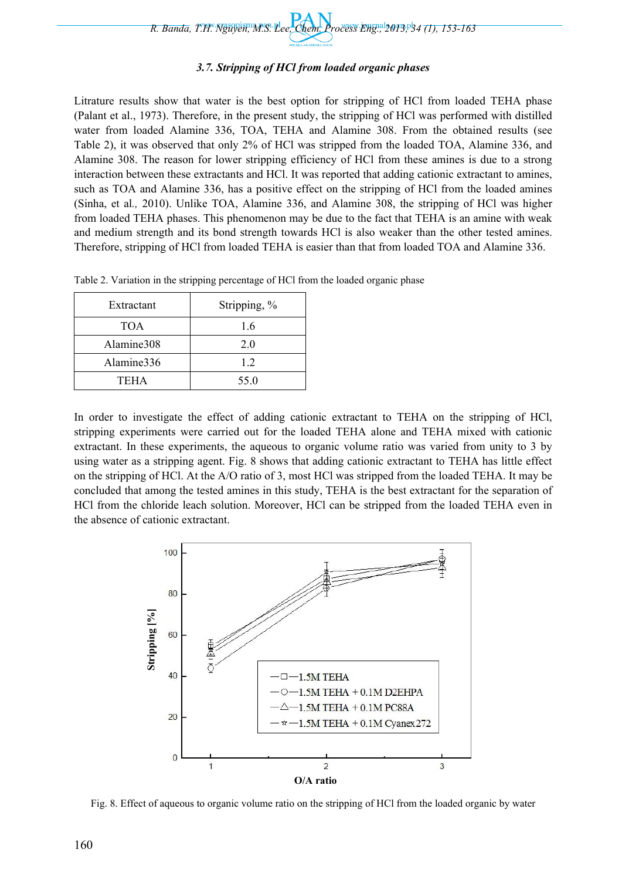### *3.7. Stripping of HCl from loaded organic phases*

Litrature results show that water is the best option for stripping of HCl from loaded TEHA phase (Palant et al., 1973). Therefore, in the present study, the stripping of HCl was performed with distilled water from loaded Alamine 336, TOA, TEHA and Alamine 308. From the obtained results (see Table 2), it was observed that only 2% of HCl was stripped from the loaded TOA, Alamine 336, and Alamine 308. The reason for lower stripping efficiency of HCl from these amines is due to a strong interaction between these extractants and HCl. It was reported that adding cationic extractant to amines, such as TOA and Alamine 336, has a positive effect on the stripping of HCl from the loaded amines (Sinha, et al., 2010). Unlike TOA, Alamine 336, and Alamine 308, the stripping of HCl was higher from loaded TEHA phases. This phenomenon may be due to the fact that TEHA is an amine with weak and medium strength and its bond strength towards HCl is also weaker than the other tested amines. Therefore, stripping of HCl from loaded TEHA is easier than that from loaded TOA and Alamine 336.

Table 2. Variation in the stripping percentage of HCl from the loaded organic phase

| Extractant | Stripping, % |
|---|---|
| TOA | 1.6 |
| Alamine308 | 2.0 |
| Alamine336 | 1.2 |
| TEHA | 55.0 |

In order to investigate the effect of adding cationic extractant to TEHA on the stripping of HCl, stripping experiments were carried out for the loaded TEHA alone and TEHA mixed with cationic extractant. In these experiments, the aqueous to organic volume ratio was varied from unity to 3 by using water as a stripping agent. Fig. 8 shows that adding cationic extractant to TEHA has little effect on the stripping of HCl. At the A/O ratio of 3, most HCl was stripped from the loaded TEHA. It may be concluded that among the tested amines in this study, TEHA is the best extractant for the separation of HCl from the chloride leach solution. Moreover, HCl can be stripped from the loaded TEHA even in the absence of cationic extractant.

Fig. 8. Effect of aqueous to organic volume ratio on the stripping of HCl from the loaded organic by water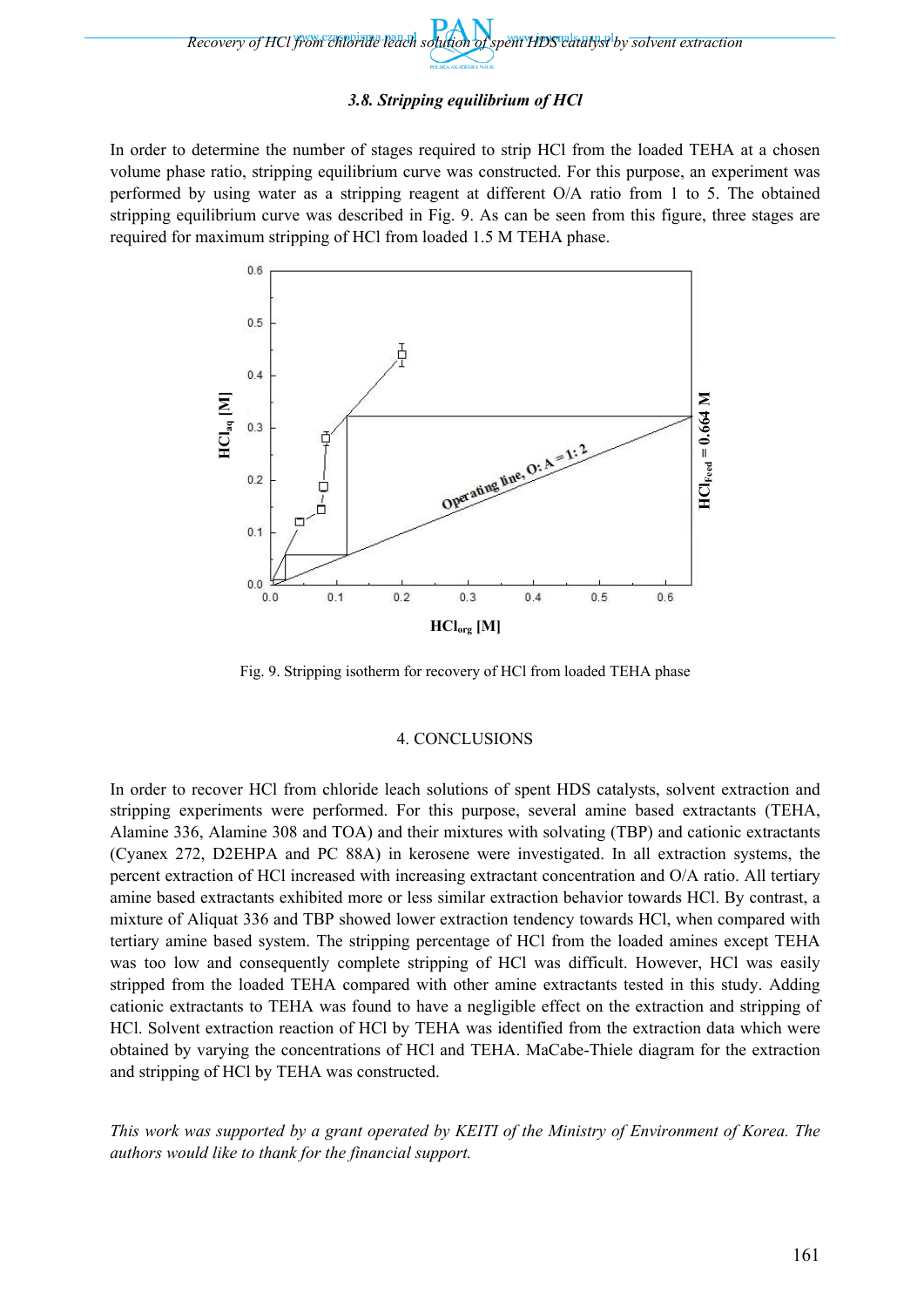### 3.8. Stripping equilibrium of HCl

In order to determine the number of stages required to strip HCl from the loaded TEHA at a chosen volume phase ratio, stripping equilibrium curve was constructed. For this purpose, an experiment was performed by using water as a stripping reagent at different O/A ratio from 1 to 5. The obtained stripping equilibrium curve was described in Fig. 9. As can be seen from this figure, three stages are required for maximum stripping of HCl from loaded 1.5 M TEHA phase.

Fig. 9. Stripping isotherm for recovery of HCl from loaded TEHA phase

## 4. CONCLUSIONS

In order to recover HCl from chloride leach solutions of spent HDS catalysts, solvent extraction and stripping experiments were performed. For this purpose, several amine based extractants (TEHA, Alamine 336, Alamine 308 and TOA) and their mixtures with solvating (TBP) and cationic extractants (Cyanex 272, D2EHPA and PC 88A) in kerosene were investigated. In all extraction systems, the percent extraction of HCl increased with increasing extractant concentration and O/A ratio. All tertiary amine based extractants exhibited more or less similar extraction behavior towards HCl. By contrast, a mixture of Aliquat 336 and TBP showed lower extraction tendency towards HCl, when compared with tertiary amine based system. The stripping percentage of HCl from the loaded amines except TEHA was too low and consequently complete stripping of HCl was difficult. However, HCl was easily stripped from the loaded TEHA compared with other amine extractants tested in this study. Adding cationic extractants to TEHA was found to have a negligible effect on the extraction and stripping of HCl. Solvent extraction reaction of HCl by TEHA was identified from the extraction data which were obtained by varying the concentrations of HCl and TEHA. MaCabe-Thiele diagram for the extraction and stripping of HCl by TEHA was constructed.

*This work was supported by a grant operated by KEITI of the Ministry of Environment of Korea. The authors would like to thank for the financial support.*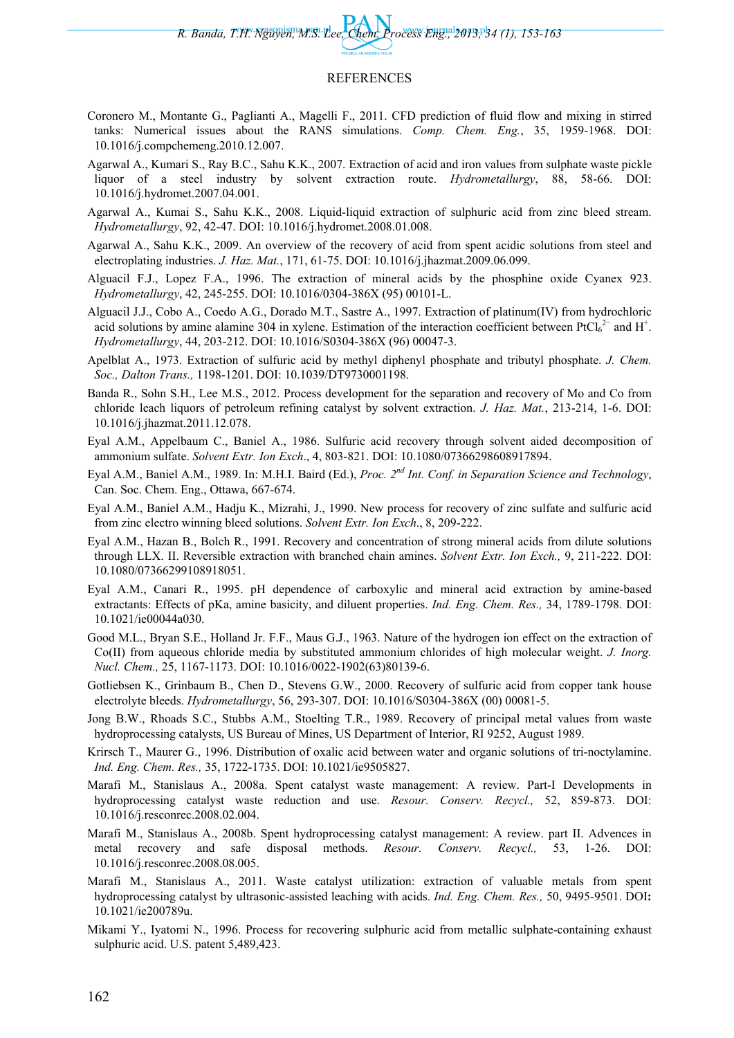## REFERENCES

Coronero M., Montante G., Paglianti A., Magelli F., 2011. CFD prediction of fluid flow and mixing in stirred tanks: Numerical issues about the RANS simulations. *Comp. Chem. Eng.*, 35, 1959-1968. DOI: 10.1016/j.compchemeng.2010.12.007.

Agarwal A., Kumari S., Ray B.C., Sahu K.K., 2007. Extraction of acid and iron values from sulphate waste pickle liquor of a steel industry by solvent extraction route. *Hydrometallurgy*, 88, 58-66. DOI: 10.1016/j.hydromet.2007.04.001.

Agarwal A., Kumai S., Sahu K.K., 2008. Liquid-liquid extraction of sulphuric acid from zinc bleed stream. *Hydrometallurgy*, 92, 42-47. DOI: 10.1016/j.hydromet.2008.01.008.

Agarwal A., Sahu K.K., 2009. An overview of the recovery of acid from spent acidic solutions from steel and electroplating industries. *J. Haz. Mat.*, 171, 61-75. DOI: 10.1016/j.jhazmat.2009.06.099.

Alguacil F.J., Lopez F.A., 1996. The extraction of mineral acids by the phosphine oxide Cyanex 923. *Hydrometallurgy*, 42, 245-255. DOI: 10.1016/0304-386X (95) 00101-L.

Alguacil J.J., Cobo A., Coedo A.G., Dorado M.T., Sastre A., 1997. Extraction of platinum(IV) from hydrochloric acid solutions by amine alamine 304 in xylene. Estimation of the interaction coefficient between $PtCl_6^{2-}$ and $H^+$. *Hydrometallurgy*, 44, 203-212. DOI: 10.1016/S0304-386X (96) 00047-3.

Apelblat A., 1973. Extraction of sulfuric acid by methyl diphenyl phosphate and tributyl phosphate. *J. Chem. Soc., Dalton Trans.*, 1198-1201. DOI: 10.1039/DT9730001198.

Banda R., Sohn S.H., Lee M.S., 2012. Process development for the separation and recovery of Mo and Co from chloride leach liquors of petroleum refining catalyst by solvent extraction. *J. Haz. Mat.*, 213-214, 1-6. DOI: 10.1016/j.jhazmat.2011.12.078.

Eyal A.M., Appelbaum C., Baniel A., 1986. Sulfuric acid recovery through solvent aided decomposition of ammonium sulfate. *Solvent Extr. Ion Exch*., 4, 803-821. DOI: 10.1080/07366298608917894.

Eyal A.M., Baniel A.M., 1989. In: M.H.I. Baird (Ed.), *Proc. 2$^{nd}$ Int. Conf. in Separation Science and Technology*, Can. Soc. Chem. Eng., Ottawa, 667-674.

Eyal A.M., Baniel A.M., Hadju K., Mizrahi, J., 1990. New process for recovery of zinc sulfate and sulfuric acid from zinc electro winning bleed solutions. *Solvent Extr. Ion Exch*., 8, 209-222.

Eyal A.M., Hazan B., Bolch R., 1991. Recovery and concentration of strong mineral acids from dilute solutions through LLX. II. Reversible extraction with branched chain amines. *Solvent Extr. Ion Exch.*, 9, 211-222. DOI: 10.1080/07366299108918051.

Eyal A.M., Canari R., 1995. pH dependence of carboxylic and mineral acid extraction by amine-based extractants: Effects of pKa, amine basicity, and diluent properties. *Ind. Eng. Chem. Res.*, 34, 1789-1798. DOI: 10.1021/ie00044a030.

Good M.L., Bryan S.E., Holland Jr. F.F., Maus G.J., 1963. Nature of the hydrogen ion effect on the extraction of Co(II) from aqueous chloride media by substituted ammonium chlorides of high molecular weight. *J. Inorg. Nucl. Chem.*, 25, 1167-1173. DOI: 10.1016/0022-1902(63)80139-6.

Gotliebsen K., Grinbaum B., Chen D., Stevens G.W., 2000. Recovery of sulfuric acid from copper tank house electrolyte bleeds. *Hydrometallurgy*, 56, 293-307. DOI: 10.1016/S0304-386X (00) 00081-5.

Jong B.W., Rhoads S.C., Stubbs A.M., Stoelting T.R., 1989. Recovery of principal metal values from waste hydroprocessing catalysts, US Bureau of Mines, US Department of Interior, RI 9252, August 1989.

Krirsch T., Maurer G., 1996. Distribution of oxalic acid between water and organic solutions of tri-noctylamine. *Ind. Eng. Chem. Res.*, 35, 1722-1735. DOI: 10.1021/ie9505827.

Marafi M., Stanislaus A., 2008a. Spent catalyst waste management: A review. Part-I Developments in hydroprocessing catalyst waste reduction and use. *Resour. Conserv. Recycl.*, 52, 859-873. DOI: 10.1016/j.resconrec.2008.02.004.

Marafi M., Stanislaus A., 2008b. Spent hydroprocessing catalyst management: A review. part II. Advences in metal recovery and safe disposal methods. *Resour. Conserv. Recycl.*, 53, 1-26. DOI: 10.1016/j.resconrec.2008.08.005.

Marafi M., Stanislaus A., 2011. Waste catalyst utilization: extraction of valuable metals from spent hydroprocessing catalyst by ultrasonic-assisted leaching with acids. *Ind. Eng. Chem. Res.*, 50, 9495-9501. DOI**:** 10.1021/ie200789u.

Mikami Y., Iyatomi N., 1996. Process for recovering sulphuric acid from metallic sulphate-containing exhaust sulphuric acid. U.S. patent 5,489,423.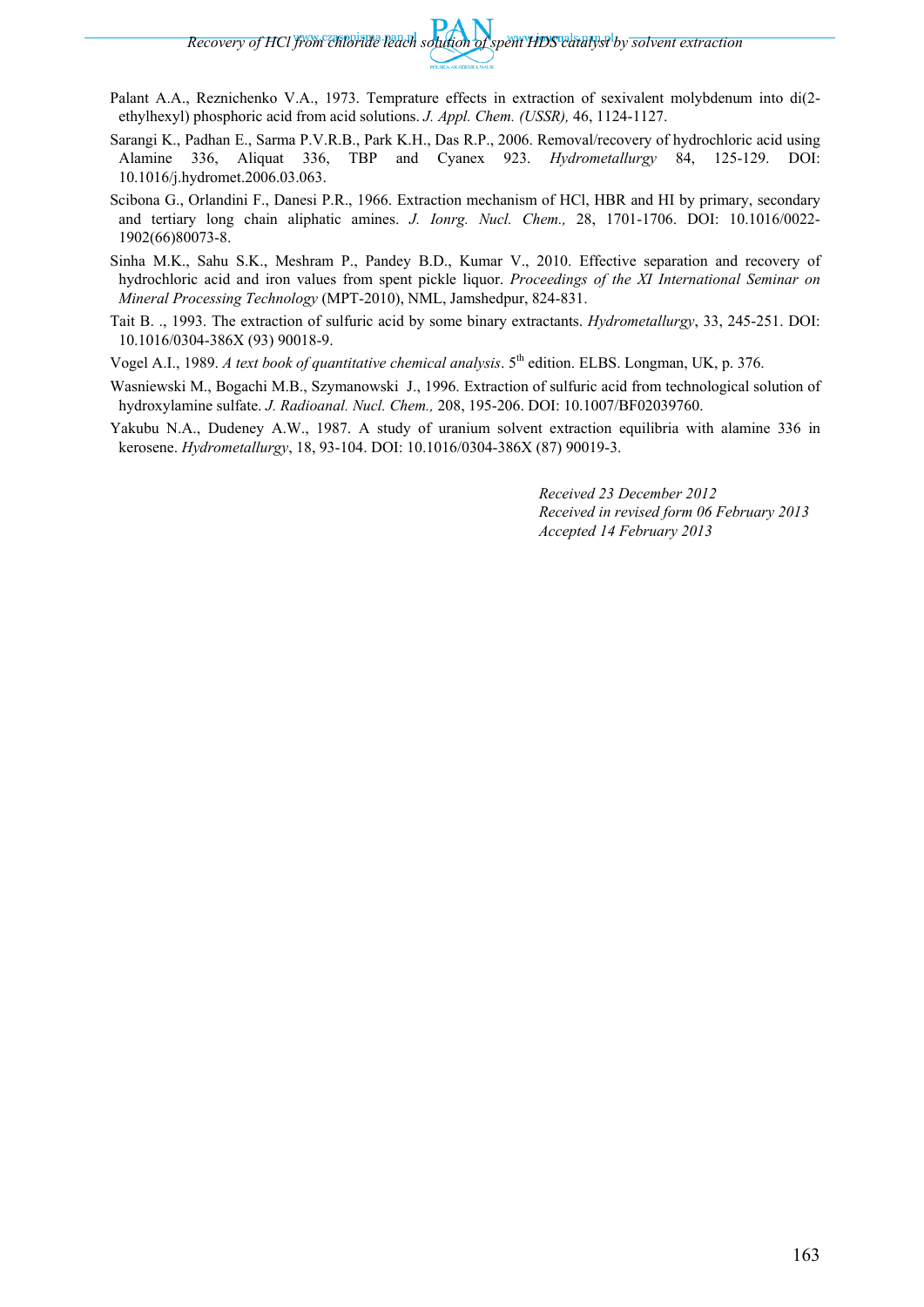Palant A.A., Reznichenko V.A., 1973. Temprature effects in extraction of sexivalent molybdenum into di(2-ethylhexyl) phosphoric acid from acid solutions. *J. Appl. Chem. (USSR),* 46, 1124-1127.

Sarangi K., Padhan E., Sarma P.V.R.B., Park K.H., Das R.P., 2006. Removal/recovery of hydrochloric acid using Alamine 336, Aliquat 336, TBP and Cyanex 923. *Hydrometallurgy* 84, 125-129. DOI: 10.1016/j.hydromet.2006.03.063.

Scibona G., Orlandini F., Danesi P.R., 1966. Extraction mechanism of HCl, HBR and HI by primary, secondary and tertiary long chain aliphatic amines. *J. Ionrg. Nucl. Chem.,* 28, 1701-1706. DOI: 10.1016/0022-1902(66)80073-8.

Sinha M.K., Sahu S.K., Meshram P., Pandey B.D., Kumar V., 2010. Effective separation and recovery of hydrochloric acid and iron values from spent pickle liquor. *Proceedings of the XI International Seminar on Mineral Processing Technology* (MPT-2010), NML, Jamshedpur, 824-831.

Tait B. ., 1993. The extraction of sulfuric acid by some binary extractants. *Hydrometallurgy*, 33, 245-251. DOI: 10.1016/0304-386X (93) 90018-9.

Vogel A.I., 1989. *A text book of quantitative chemical analysis*. 5th edition. ELBS. Longman, UK, p. 376.

Wasniewski M., Bogachi M.B., Szymanowski J., 1996. Extraction of sulfuric acid from technological solution of hydroxylamine sulfate. *J. Radioanal. Nucl. Chem.,* 208, 195-206. DOI: 10.1007/BF02039760.

Yakubu N.A., Dudeney A.W., 1987. A study of uranium solvent extraction equilibria with alamine 336 in kerosene. *Hydrometallurgy*, 18, 93-104. DOI: 10.1016/0304-386X (87) 90019-3.

*Received 23 December 2012*
*Received in revised form 06 February 2013*
*Accepted 14 February 2013*